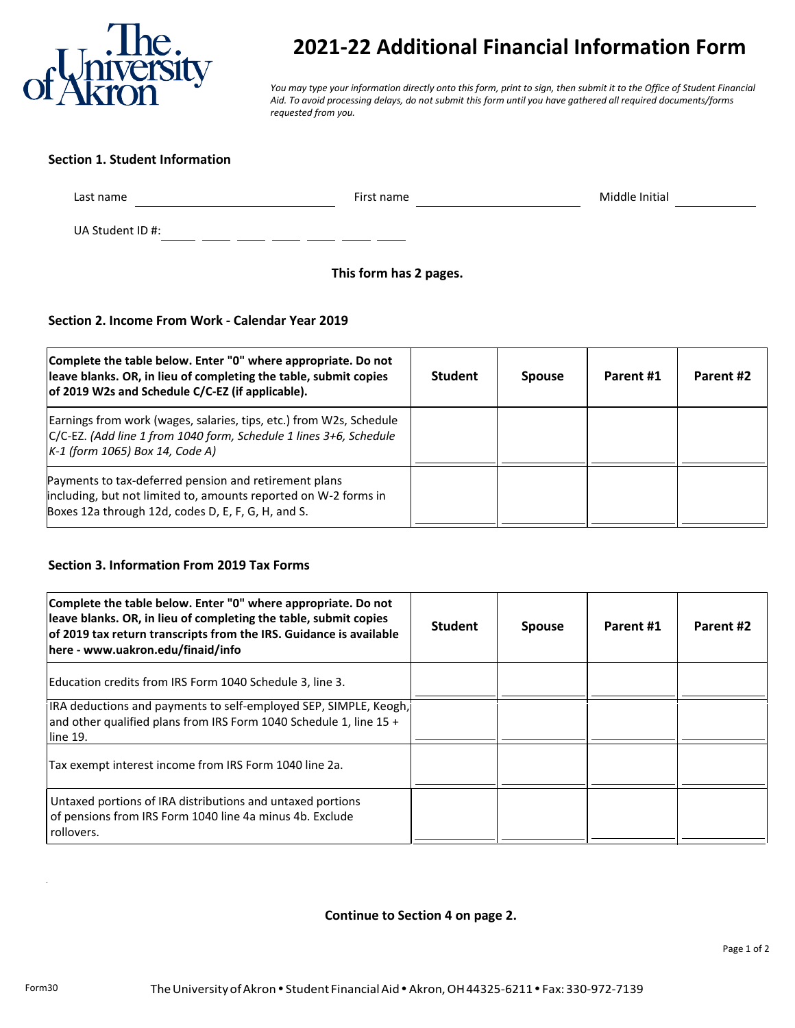# 2021-22 Additional Financial Information Form

*You may type your information directly onto this form, print to sign, then submit it to the Office of Student Financial Aid. To avoid processing delays, do not submit this form until you have gathered all required documents/forms requested from you.*

## Section 1. Student Information

Last name ______________________ First name ______________________ Middle Initial __________

UA Student ID #: ___ ___ ___ ___ ___ ___ ___

**This form has 2 pages.**

## Section 2. Income From Work - Calendar Year 2019

| **Complete the table below. Enter "0" where appropriate. Do not leave blanks. OR, in lieu of completing the table, submit copies of 2019 W2s and Schedule C/C-EZ (if applicable).** | **Student** | **Spouse** | **Parent #1** | **Parent #2** |
|---|---|---|---|---|
| Earnings from work (wages, salaries, tips, etc.) from W2s, Schedule C/C-EZ. *(Add line 1 from 1040 form, Schedule 1 lines 3+6, Schedule K-1 (form 1065) Box 14, Code A)* | | | | |
| Payments to tax-deferred pension and retirement plans including, but not limited to, amounts reported on W-2 forms in Boxes 12a through 12d, codes D, E, F, G, H, and S. | | | | |

## Section 3. Information From 2019 Tax Forms

| **Complete the table below. Enter "0" where appropriate. Do not leave blanks. OR, in lieu of completing the table, submit copies of 2019 tax return transcripts from the IRS. Guidance is available here - www.uakron.edu/finaid/info** | **Student** | **Spouse** | **Parent #1** | **Parent #2** |
|---|---|---|---|---|
| Education credits from IRS Form 1040 Schedule 3, line 3. | | | | |
| IRA deductions and payments to self-employed SEP, SIMPLE, Keogh, and other qualified plans from IRS Form 1040 Schedule 1, line 15 + line 19. | | | | |
| Tax exempt interest income from IRS Form 1040 line 2a. | | | | |
| Untaxed portions of IRA distributions and untaxed portions of pensions from IRS Form 1040 line 4a minus 4b. Exclude rollovers. | | | | |

**Continue to Section 4 on page 2.**

Form30

The University of Akron • Student Financial Aid • Akron, OH 44325-6211 • Fax: 330-972-7139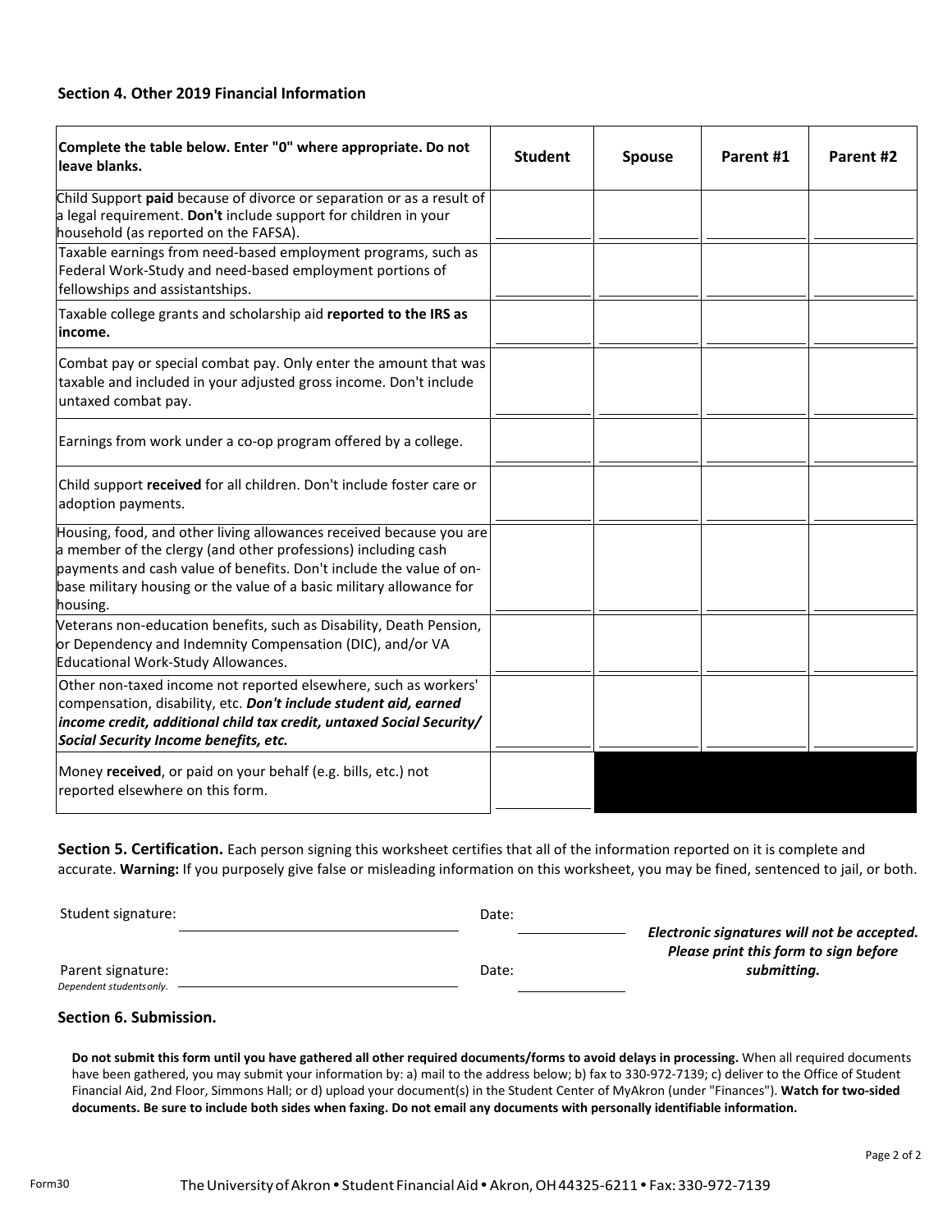### Section 4. Other 2019 Financial Information

| Complete the table below. Enter "0" where appropriate. Do not leave blanks. | Student | Spouse | Parent #1 | Parent #2 |
|---|---|---|---|---|
| Child Support **paid** because of divorce or separation or as a result of a legal requirement. **Don't** include support for children in your household (as reported on the FAFSA). | | | | |
| Taxable earnings from need-based employment programs, such as Federal Work-Study and need-based employment portions of fellowships and assistantships. | | | | |
| Taxable college grants and scholarship aid **reported to the IRS as income.** | | | | |
| Combat pay or special combat pay. Only enter the amount that was taxable and included in your adjusted gross income. Don't include untaxed combat pay. | | | | |
| Earnings from work under a co-op program offered by a college. | | | | |
| Child support **received** for all children. Don't include foster care or adoption payments. | | | | |
| Housing, food, and other living allowances received because you are a member of the clergy (and other professions) including cash payments and cash value of benefits. Don't include the value of on-base military housing or the value of a basic military allowance for housing. | | | | |
| Veterans non-education benefits, such as Disability, Death Pension, or Dependency and Indemnity Compensation (DIC), and/or VA Educational Work-Study Allowances. | | | | |
| Other non-taxed income not reported elsewhere, such as workers' compensation, disability, etc. ***Don't include student aid, earned income credit, additional child tax credit, untaxed Social Security/ Social Security Income benefits, etc.*** | | | | |
| Money **received**, or paid on your behalf (e.g. bills, etc.) not reported elsewhere on this form. | | | | |

**Section 5. Certification.** Each person signing this worksheet certifies that all of the information reported on it is complete and accurate. **Warning:** If you purposely give false or misleading information on this worksheet, you may be fined, sentenced to jail, or both.

Student signature: ______________________________ Date: ______________

Parent signature: ______________________________ Date: ______________
*Dependent students only.*

***Electronic signatures will not be accepted. Please print this form to sign before submitting.***

### Section 6. Submission.

**Do not submit this form until you have gathered all other required documents/forms to avoid delays in processing.** When all required documents have been gathered, you may submit your information by: a) mail to the address below; b) fax to 330-972-7139; c) deliver to the Office of Student Financial Aid, 2nd Floor, Simmons Hall; or d) upload your document(s) in the Student Center of MyAkron (under "Finances"). **Watch for two-sided documents. Be sure to include both sides when faxing. Do not email any documents with personally identifiable information.**

Form30

The University of Akron • Student Financial Aid • Akron, OH 44325-6211 • Fax: 330-972-7139